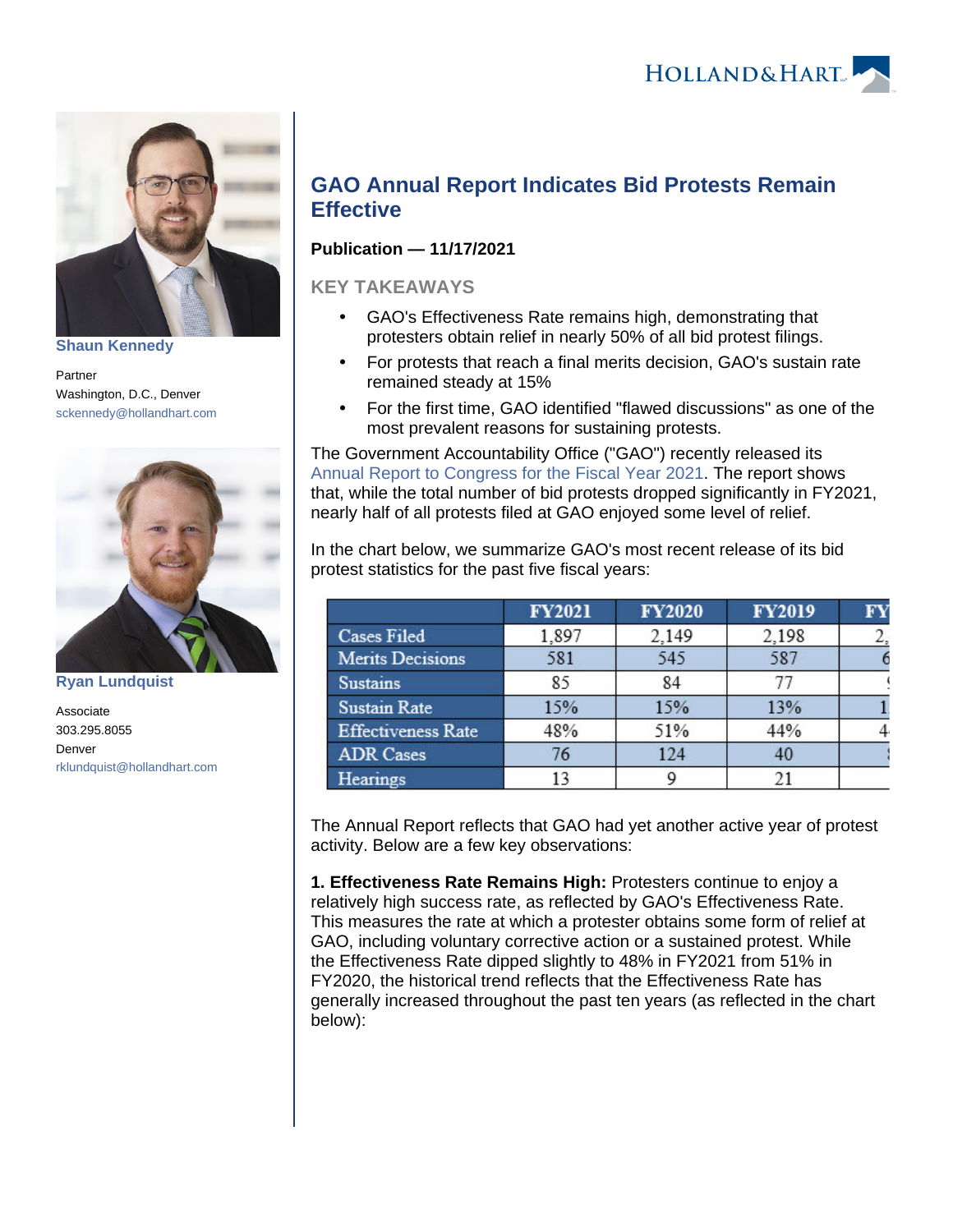**Shaun Kennedy**

Partner
Washington, D.C., Denver
sckennedy@hollandhart.com

**Ryan Lundquist**

Associate
303.295.8055
Denver
rklundquist@hollandhart.com

# GAO Annual Report Indicates Bid Protests Remain Effective

**Publication — 11/17/2021**

## KEY TAKEAWAYS

- GAO's Effectiveness Rate remains high, demonstrating that protesters obtain relief in nearly 50% of all bid protest filings.
- For protests that reach a final merits decision, GAO's sustain rate remained steady at 15%
- For the first time, GAO identified "flawed discussions" as one of the most prevalent reasons for sustaining protests.

The Government Accountability Office ("GAO") recently released its Annual Report to Congress for the Fiscal Year 2021. The report shows that, while the total number of bid protests dropped significantly in FY2021, nearly half of all protests filed at GAO enjoyed some level of relief.

In the chart below, we summarize GAO's most recent release of its bid protest statistics for the past five fiscal years:

| | FY2021 | FY2020 | FY2019 | FY |
|---|---|---|---|---|
| Cases Filed | 1,897 | 2,149 | 2,198 | 2, |
| Merits Decisions | 581 | 545 | 587 | 6 |
| Sustains | 85 | 84 | 77 | |
| Sustain Rate | 15% | 15% | 13% | 1 |
| Effectiveness Rate | 48% | 51% | 44% | 4 |
| ADR Cases | 76 | 124 | 40 | |
| Hearings | 13 | 9 | 21 | |

The Annual Report reflects that GAO had yet another active year of protest activity. Below are a few key observations:

**1. Effectiveness Rate Remains High:** Protesters continue to enjoy a relatively high success rate, as reflected by GAO's Effectiveness Rate. This measures the rate at which a protester obtains some form of relief at GAO, including voluntary corrective action or a sustained protest. While the Effectiveness Rate dipped slightly to 48% in FY2021 from 51% in FY2020, the historical trend reflects that the Effectiveness Rate has generally increased throughout the past ten years (as reflected in the chart below):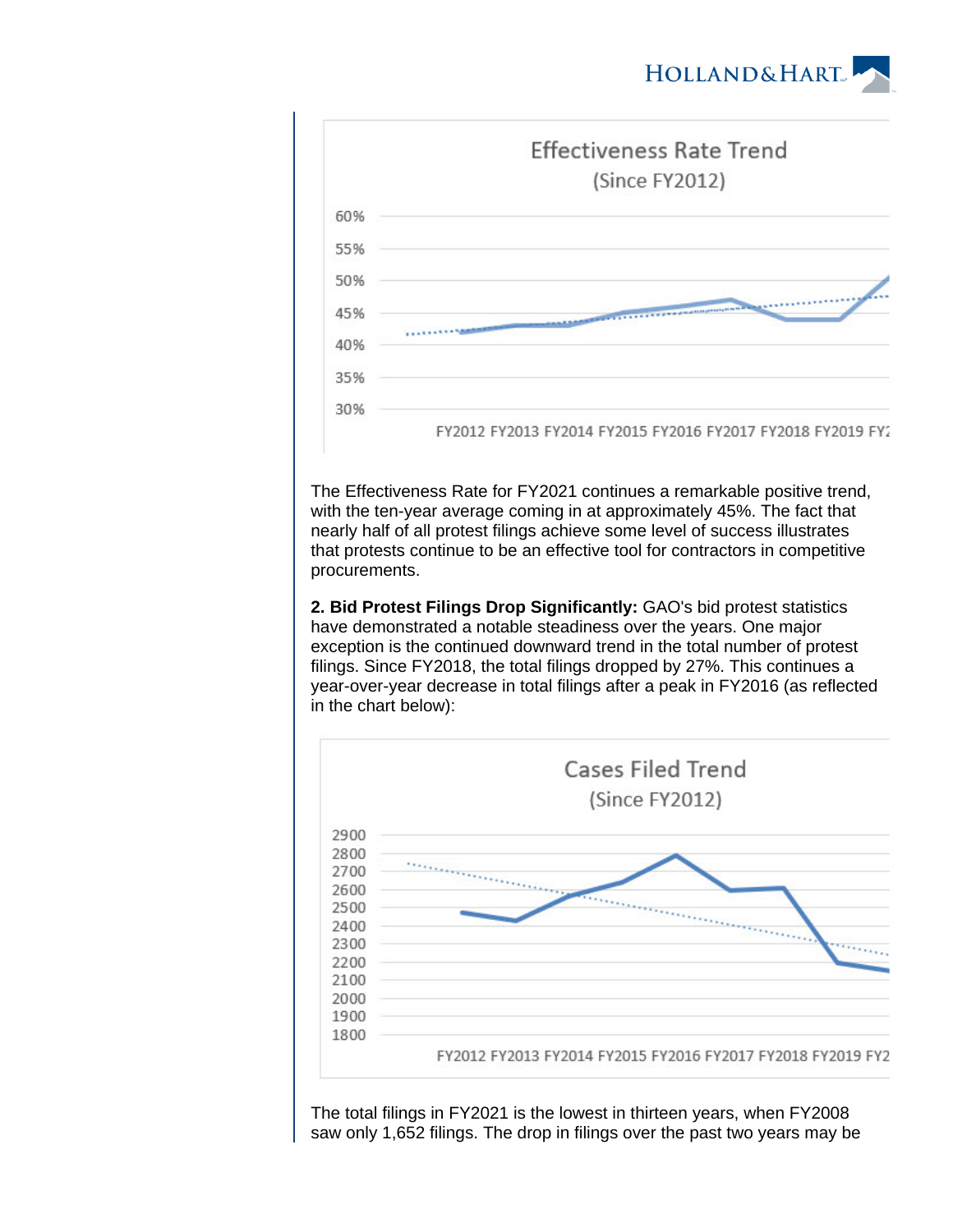The Effectiveness Rate for FY2021 continues a remarkable positive trend, with the ten-year average coming in at approximately 45%. The fact that nearly half of all protest filings achieve some level of success illustrates that protests continue to be an effective tool for contractors in competitive procurements.

**2. Bid Protest Filings Drop Significantly:** GAO's bid protest statistics have demonstrated a notable steadiness over the years. One major exception is the continued downward trend in the total number of protest filings. Since FY2018, the total filings dropped by 27%. This continues a year-over-year decrease in total filings after a peak in FY2016 (as reflected in the chart below):

The total filings in FY2021 is the lowest in thirteen years, when FY2008 saw only 1,652 filings. The drop in filings over the past two years may be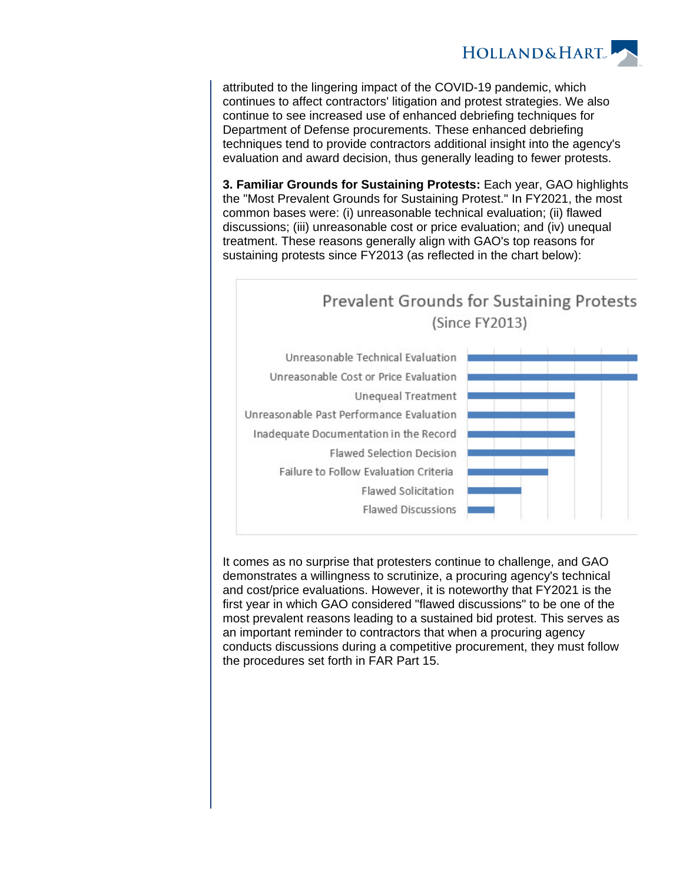attributed to the lingering impact of the COVID-19 pandemic, which continues to affect contractors' litigation and protest strategies. We also continue to see increased use of enhanced debriefing techniques for Department of Defense procurements. These enhanced debriefing techniques tend to provide contractors additional insight into the agency's evaluation and award decision, thus generally leading to fewer protests.

**3. Familiar Grounds for Sustaining Protests:** Each year, GAO highlights the "Most Prevalent Grounds for Sustaining Protest." In FY2021, the most common bases were: (i) unreasonable technical evaluation; (ii) flawed discussions; (iii) unreasonable cost or price evaluation; and (iv) unequal treatment. These reasons generally align with GAO's top reasons for sustaining protests since FY2013 (as reflected in the chart below):

Prevalent Grounds for Sustaining Protests
(Since FY2013)

Unreasonable Technical Evaluation
Unreasonable Cost or Price Evaluation
Unequeal Treatment
Unreasonable Past Performance Evaluation
Inadequate Documentation in the Record
Flawed Selection Decision
Failure to Follow Evaluation Criteria
Flawed Solicitation
Flawed Discussions

It comes as no surprise that protesters continue to challenge, and GAO demonstrates a willingness to scrutinize, a procuring agency's technical and cost/price evaluations. However, it is noteworthy that FY2021 is the first year in which GAO considered "flawed discussions" to be one of the most prevalent reasons leading to a sustained bid protest. This serves as an important reminder to contractors that when a procuring agency conducts discussions during a competitive procurement, they must follow the procedures set forth in FAR Part 15.